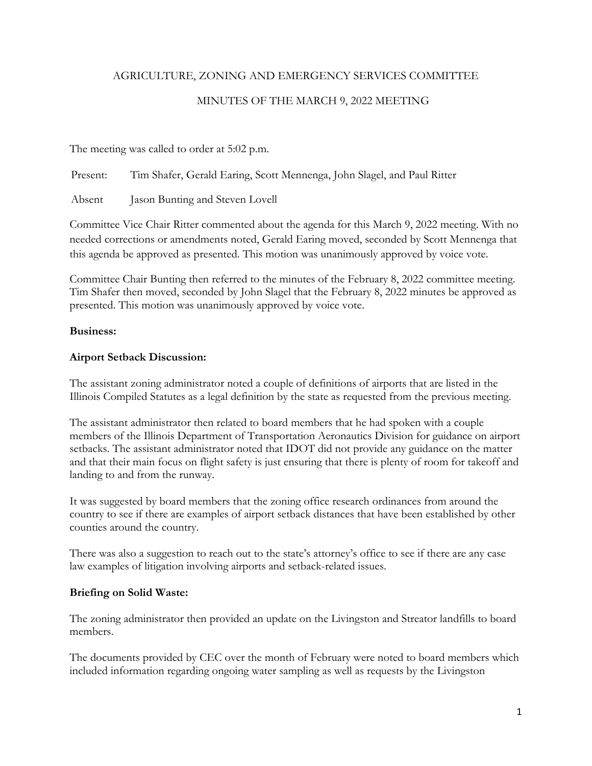AGRICULTURE, ZONING AND EMERGENCY SERVICES COMMITTEE

MINUTES OF THE MARCH 9, 2022 MEETING

The meeting was called to order at 5:02 p.m.

Present: Tim Shafer, Gerald Earing, Scott Mennenga, John Slagel, and Paul Ritter

Absent Jason Bunting and Steven Lovell

Committee Vice Chair Ritter commented about the agenda for this March 9, 2022 meeting. With no needed corrections or amendments noted, Gerald Earing moved, seconded by Scott Mennenga that this agenda be approved as presented. This motion was unanimously approved by voice vote.

Committee Chair Bunting then referred to the minutes of the February 8, 2022 committee meeting. Tim Shafer then moved, seconded by John Slagel that the February 8, 2022 minutes be approved as presented. This motion was unanimously approved by voice vote.

**Business:**

**Airport Setback Discussion:**

The assistant zoning administrator noted a couple of definitions of airports that are listed in the Illinois Compiled Statutes as a legal definition by the state as requested from the previous meeting.

The assistant administrator then related to board members that he had spoken with a couple members of the Illinois Department of Transportation Aeronautics Division for guidance on airport setbacks. The assistant administrator noted that IDOT did not provide any guidance on the matter and that their main focus on flight safety is just ensuring that there is plenty of room for takeoff and landing to and from the runway.

It was suggested by board members that the zoning office research ordinances from around the country to see if there are examples of airport setback distances that have been established by other counties around the country.

There was also a suggestion to reach out to the state's attorney's office to see if there are any case law examples of litigation involving airports and setback-related issues.

**Briefing on Solid Waste:**

The zoning administrator then provided an update on the Livingston and Streator landfills to board members.

The documents provided by CEC over the month of February were noted to board members which included information regarding ongoing water sampling as well as requests by the Livingston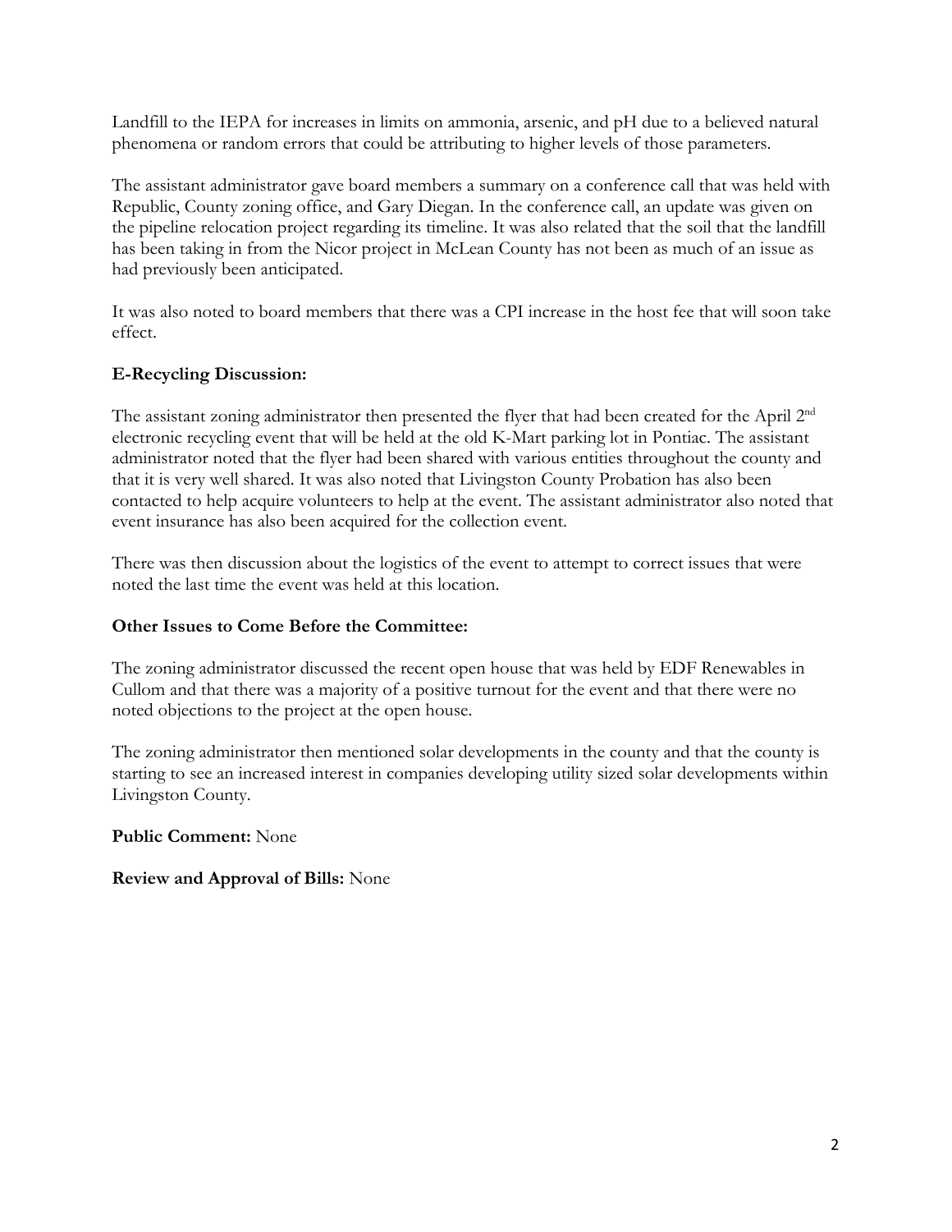Landfill to the IEPA for increases in limits on ammonia, arsenic, and pH due to a believed natural phenomena or random errors that could be attributing to higher levels of those parameters.

The assistant administrator gave board members a summary on a conference call that was held with Republic, County zoning office, and Gary Diegan. In the conference call, an update was given on the pipeline relocation project regarding its timeline. It was also related that the soil that the landfill has been taking in from the Nicor project in McLean County has not been as much of an issue as had previously been anticipated.

It was also noted to board members that there was a CPI increase in the host fee that will soon take effect.

**E-Recycling Discussion:**

The assistant zoning administrator then presented the flyer that had been created for the April 2nd electronic recycling event that will be held at the old K-Mart parking lot in Pontiac. The assistant administrator noted that the flyer had been shared with various entities throughout the county and that it is very well shared. It was also noted that Livingston County Probation has also been contacted to help acquire volunteers to help at the event. The assistant administrator also noted that event insurance has also been acquired for the collection event.

There was then discussion about the logistics of the event to attempt to correct issues that were noted the last time the event was held at this location.

**Other Issues to Come Before the Committee:**

The zoning administrator discussed the recent open house that was held by EDF Renewables in Cullom and that there was a majority of a positive turnout for the event and that there were no noted objections to the project at the open house.

The zoning administrator then mentioned solar developments in the county and that the county is starting to see an increased interest in companies developing utility sized solar developments within Livingston County.

**Public Comment:** None

**Review and Approval of Bills:** None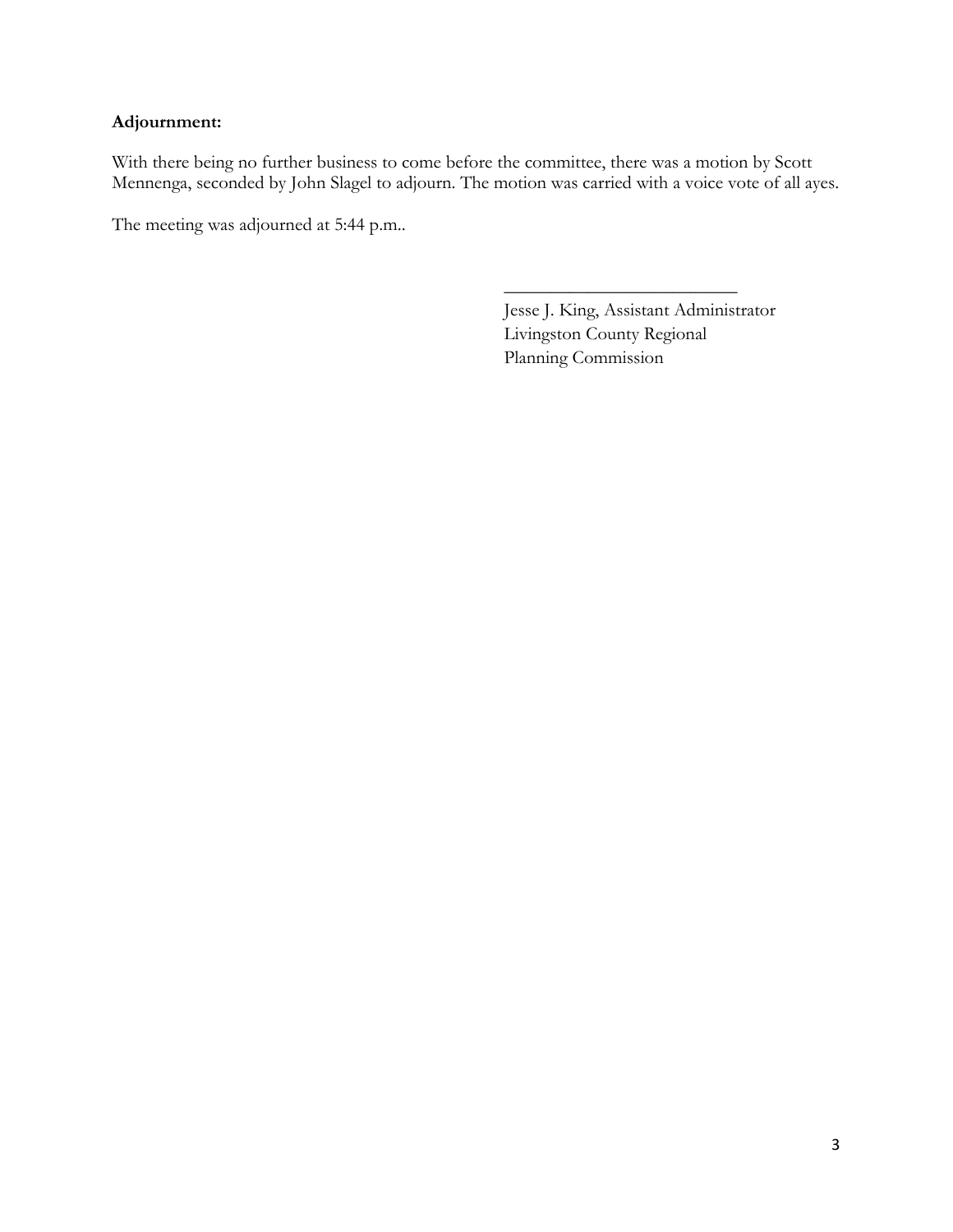**Adjournment:**

With there being no further business to come before the committee, there was a motion by Scott Mennenga, seconded by John Slagel to adjourn. The motion was carried with a voice vote of all ayes.

The meeting was adjourned at 5:44 p.m..

\_\_\_\_\_\_\_\_\_\_\_\_\_\_\_\_\_\_\_\_\_\_\_\_\_\_

Jesse J. King, Assistant Administrator
Livingston County Regional
Planning Commission